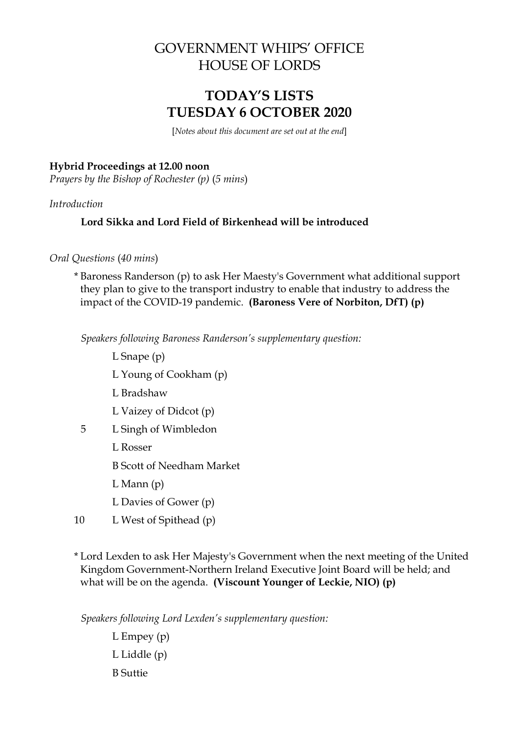# GOVERNMENT WHIPS' OFFICE
# HOUSE OF LORDS

## TODAY'S LISTS
## TUESDAY 6 OCTOBER 2020

[*Notes about this document are set out at the end*]

**Hybrid Proceedings at 12.00 noon**
*Prayers by the Bishop of Rochester (p)* (*5 mins*)

*Introduction*

**Lord Sikka and Lord Field of Birkenhead will be introduced**

*Oral Questions* (*40 mins*)

\* Baroness Randerson (p) to ask Her Maesty's Government what additional support they plan to give to the transport industry to enable that industry to address the impact of the COVID-19 pandemic. **(Baroness Vere of Norbiton, DfT) (p)**

*Speakers following Baroness Randerson's supplementary question:*

L Snape (p)
L Young of Cookham (p)
L Bradshaw
L Vaizey of Didcot (p)
5 L Singh of Wimbledon
L Rosser
B Scott of Needham Market
L Mann (p)
L Davies of Gower (p)
10 L West of Spithead (p)

\* Lord Lexden to ask Her Majesty's Government when the next meeting of the United Kingdom Government-Northern Ireland Executive Joint Board will be held; and what will be on the agenda. **(Viscount Younger of Leckie, NIO) (p)**

*Speakers following Lord Lexden's supplementary question:*

L Empey (p)
L Liddle (p)
B Suttie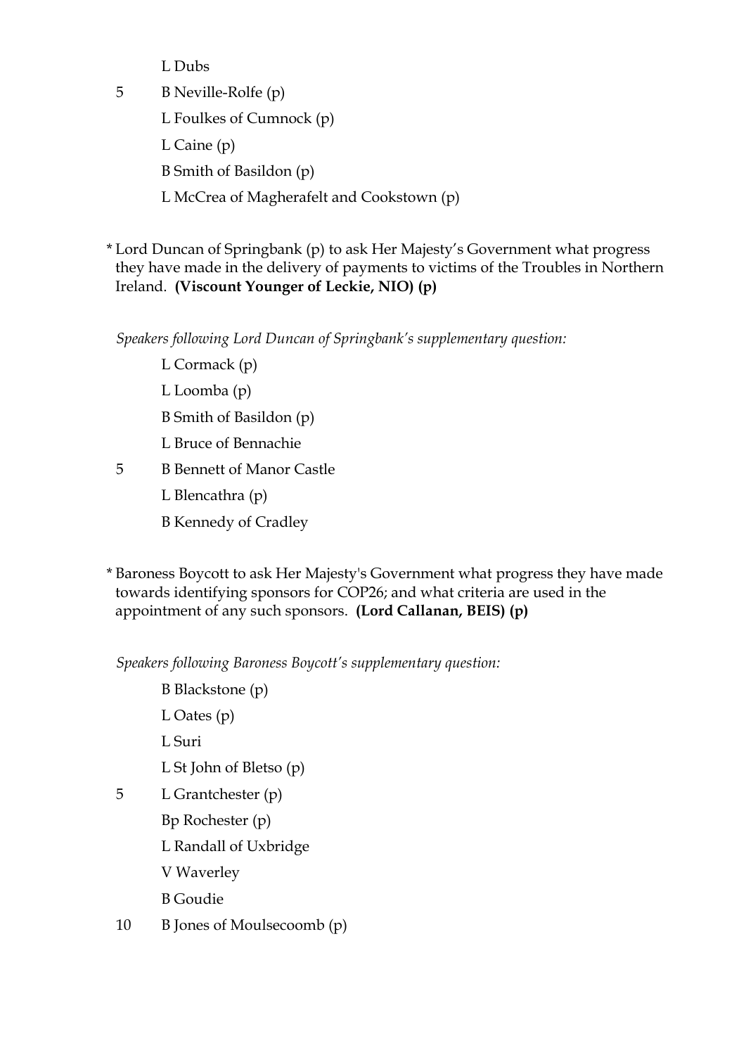L Dubs

5 B Neville-Rolfe (p)

L Foulkes of Cumnock (p)

L Caine (p)

B Smith of Basildon (p)

L McCrea of Magherafelt and Cookstown (p)

* Lord Duncan of Springbank (p) to ask Her Majesty's Government what progress they have made in the delivery of payments to victims of the Troubles in Northern Ireland. **(Viscount Younger of Leckie, NIO) (p)**

*Speakers following Lord Duncan of Springbank's supplementary question:*

L Cormack (p)

L Loomba (p)

B Smith of Basildon (p)

L Bruce of Bennachie

5 B Bennett of Manor Castle

L Blencathra (p)

B Kennedy of Cradley

* Baroness Boycott to ask Her Majesty's Government what progress they have made towards identifying sponsors for COP26; and what criteria are used in the appointment of any such sponsors. **(Lord Callanan, BEIS) (p)**

*Speakers following Baroness Boycott's supplementary question:*

B Blackstone (p)

L Oates (p)

L Suri

L St John of Bletso (p)

5 L Grantchester (p)

Bp Rochester (p)

L Randall of Uxbridge

V Waverley

B Goudie

10 B Jones of Moulsecoomb (p)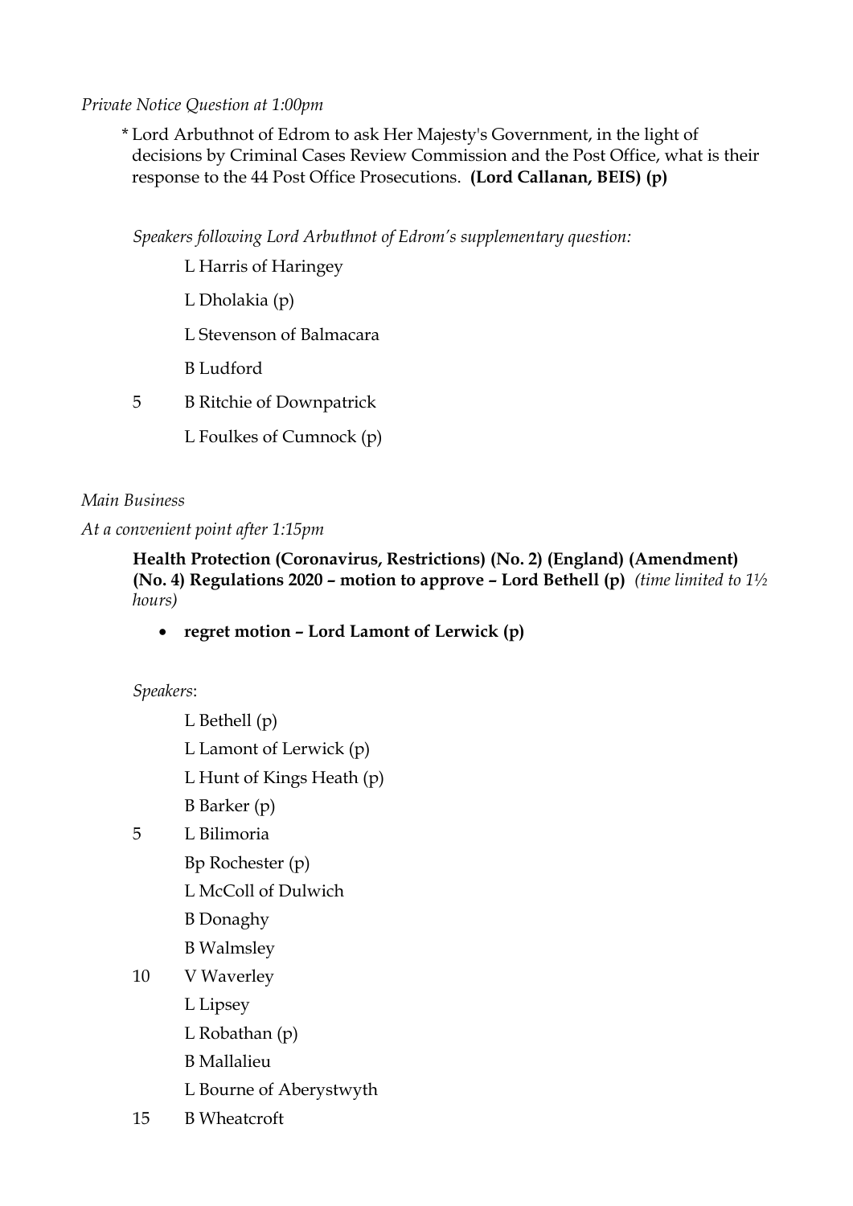*Private Notice Question at 1:00pm*

\* Lord Arbuthnot of Edrom to ask Her Majesty's Government, in the light of decisions by Criminal Cases Review Commission and the Post Office, what is their response to the 44 Post Office Prosecutions. **(Lord Callanan, BEIS) (p)**

*Speakers following Lord Arbuthnot of Edrom's supplementary question:*

L Harris of Haringey
L Dholakia (p)
L Stevenson of Balmacara
B Ludford
5 B Ritchie of Downpatrick
L Foulkes of Cumnock (p)

*Main Business*

*At a convenient point after 1:15pm*

**Health Protection (Coronavirus, Restrictions) (No. 2) (England) (Amendment) (No. 4) Regulations 2020 – motion to approve – Lord Bethell (p)** *(time limited to 1½ hours)*

- **regret motion – Lord Lamont of Lerwick (p)**

*Speakers*:

L Bethell (p)
L Lamont of Lerwick (p)
L Hunt of Kings Heath (p)
B Barker (p)
5 L Bilimoria
Bp Rochester (p)
L McColl of Dulwich
B Donaghy
B Walmsley
10 V Waverley
L Lipsey
L Robathan (p)
B Mallalieu
L Bourne of Aberystwyth
15 B Wheatcroft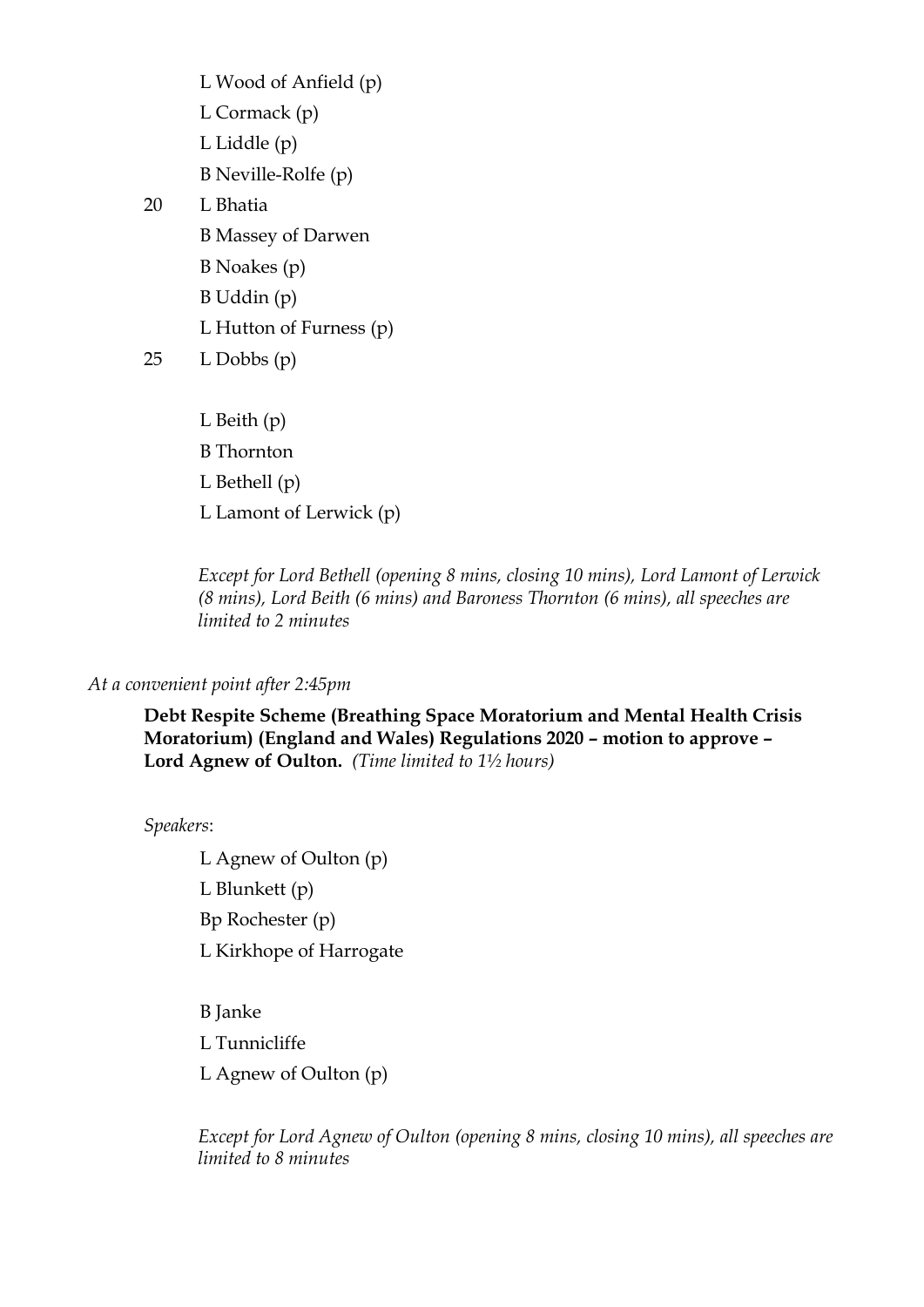L Wood of Anfield (p)
L Cormack (p)
L Liddle (p)
B Neville-Rolfe (p)
20 L Bhatia
B Massey of Darwen
B Noakes (p)
B Uddin (p)
L Hutton of Furness (p)
25 L Dobbs (p)

L Beith (p)
B Thornton
L Bethell (p)
L Lamont of Lerwick (p)

*Except for Lord Bethell (opening 8 mins, closing 10 mins), Lord Lamont of Lerwick (8 mins), Lord Beith (6 mins) and Baroness Thornton (6 mins), all speeches are limited to 2 minutes*

*At a convenient point after 2:45pm*

**Debt Respite Scheme (Breathing Space Moratorium and Mental Health Crisis Moratorium) (England and Wales) Regulations 2020 – motion to approve – Lord Agnew of Oulton.** *(Time limited to 1½ hours)*

*Speakers*:

L Agnew of Oulton (p)
L Blunkett (p)
Bp Rochester (p)
L Kirkhope of Harrogate

B Janke
L Tunnicliffe
L Agnew of Oulton (p)

*Except for Lord Agnew of Oulton (opening 8 mins, closing 10 mins), all speeches are limited to 8 minutes*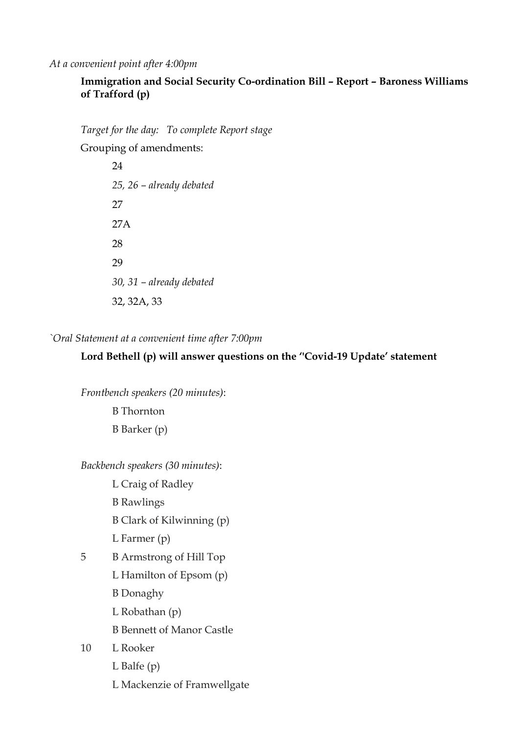*At a convenient point after 4:00pm*

**Immigration and Social Security Co-ordination Bill – Report – Baroness Williams of Trafford (p)**

*Target for the day: To complete Report stage*

Grouping of amendments:

24

*25, 26 – already debated*

27

27A

28

29

*30, 31 – already debated*

32, 32A, 33

*`Oral Statement at a convenient time after 7:00pm*

**Lord Bethell (p) will answer questions on the ''Covid-19 Update' statement**

*Frontbench speakers (20 minutes)*:

B Thornton

B Barker (p)

*Backbench speakers (30 minutes)*:

L Craig of Radley

B Rawlings

B Clark of Kilwinning (p)

L Farmer (p)

5 B Armstrong of Hill Top

L Hamilton of Epsom (p)

B Donaghy

L Robathan (p)

B Bennett of Manor Castle

10 L Rooker

L Balfe (p)

L Mackenzie of Framwellgate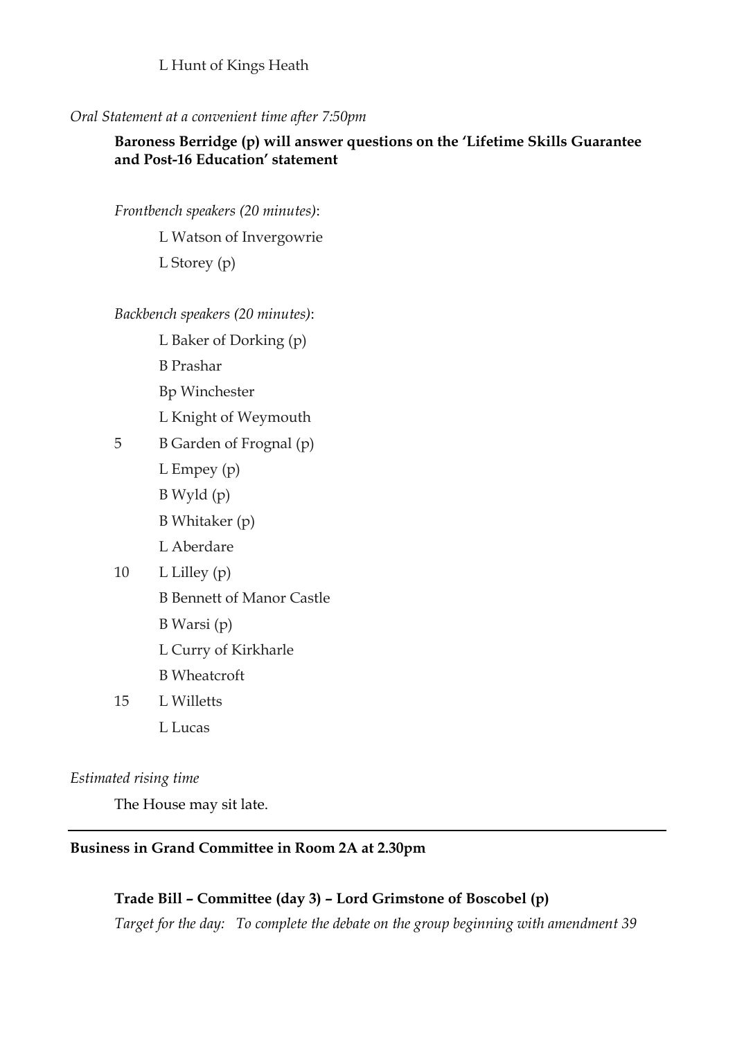L Hunt of Kings Heath

*Oral Statement at a convenient time after 7:50pm*

**Baroness Berridge (p) will answer questions on the 'Lifetime Skills Guarantee and Post-16 Education' statement**

*Frontbench speakers (20 minutes)*:

L Watson of Invergowrie
L Storey (p)

*Backbench speakers (20 minutes)*:

L Baker of Dorking (p)
B Prashar
Bp Winchester
L Knight of Weymouth
5 B Garden of Frognal (p)
L Empey (p)
B Wyld (p)
B Whitaker (p)
L Aberdare
10 L Lilley (p)
B Bennett of Manor Castle
B Warsi (p)
L Curry of Kirkharle
B Wheatcroft
15 L Willetts
L Lucas

*Estimated rising time*

The House may sit late.

---

**Business in Grand Committee in Room 2A at 2.30pm**

**Trade Bill – Committee (day 3) – Lord Grimstone of Boscobel (p)**

*Target for the day: To complete the debate on the group beginning with amendment 39*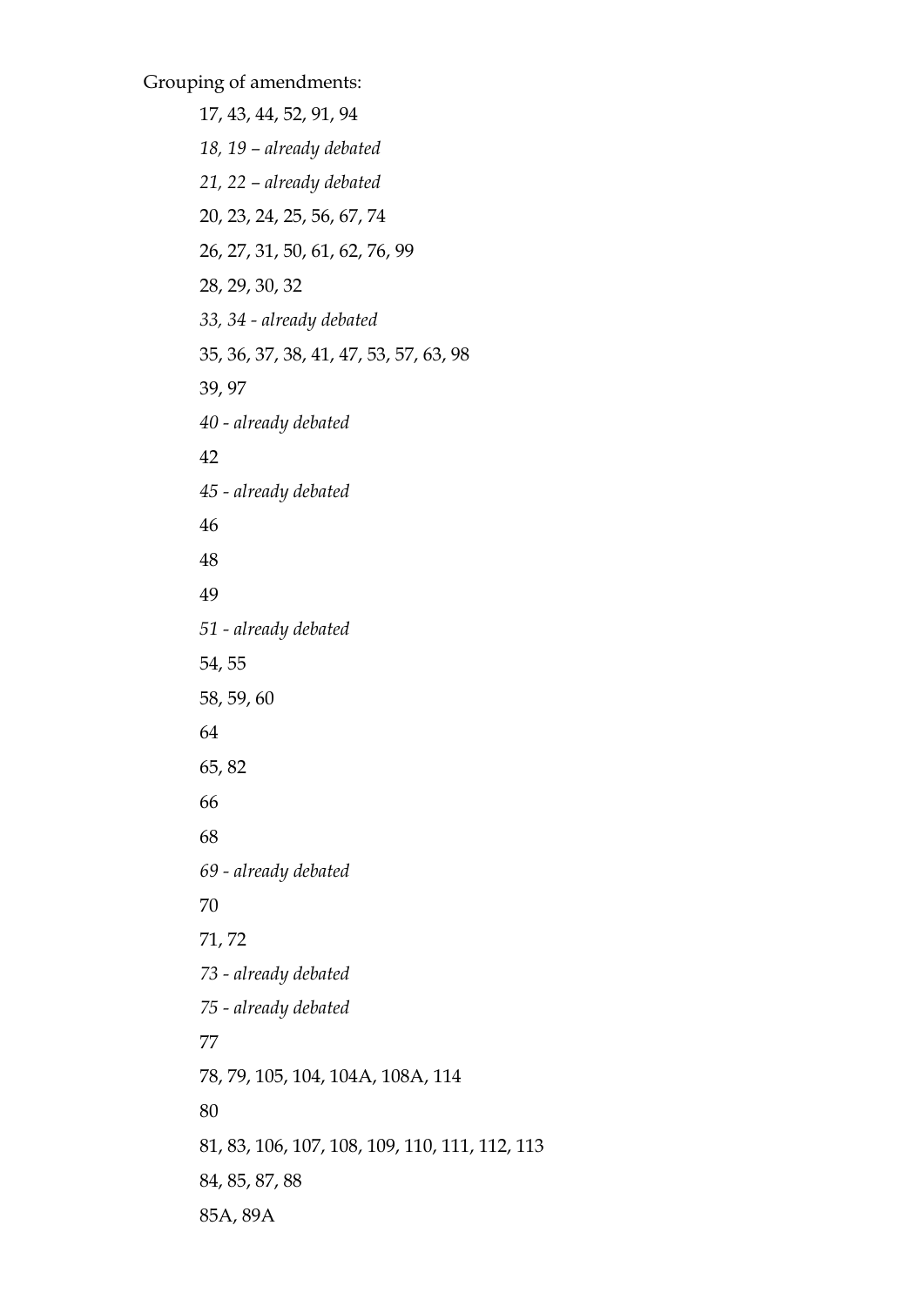Grouping of amendments:

17, 43, 44, 52, 91, 94

*18, 19 – already debated*

*21, 22 – already debated*

20, 23, 24, 25, 56, 67, 74

26, 27, 31, 50, 61, 62, 76, 99

28, 29, 30, 32

*33, 34 - already debated*

35, 36, 37, 38, 41, 47, 53, 57, 63, 98

39, 97

*40 - already debated*

42

*45 - already debated*

46

48

49

*51 - already debated*

54, 55

58, 59, 60

64

65, 82

66

68

*69 - already debated*

70

71, 72

*73 - already debated*

*75 - already debated*

77

78, 79, 105, 104, 104A, 108A, 114

80

81, 83, 106, 107, 108, 109, 110, 111, 112, 113

84, 85, 87, 88

85A, 89A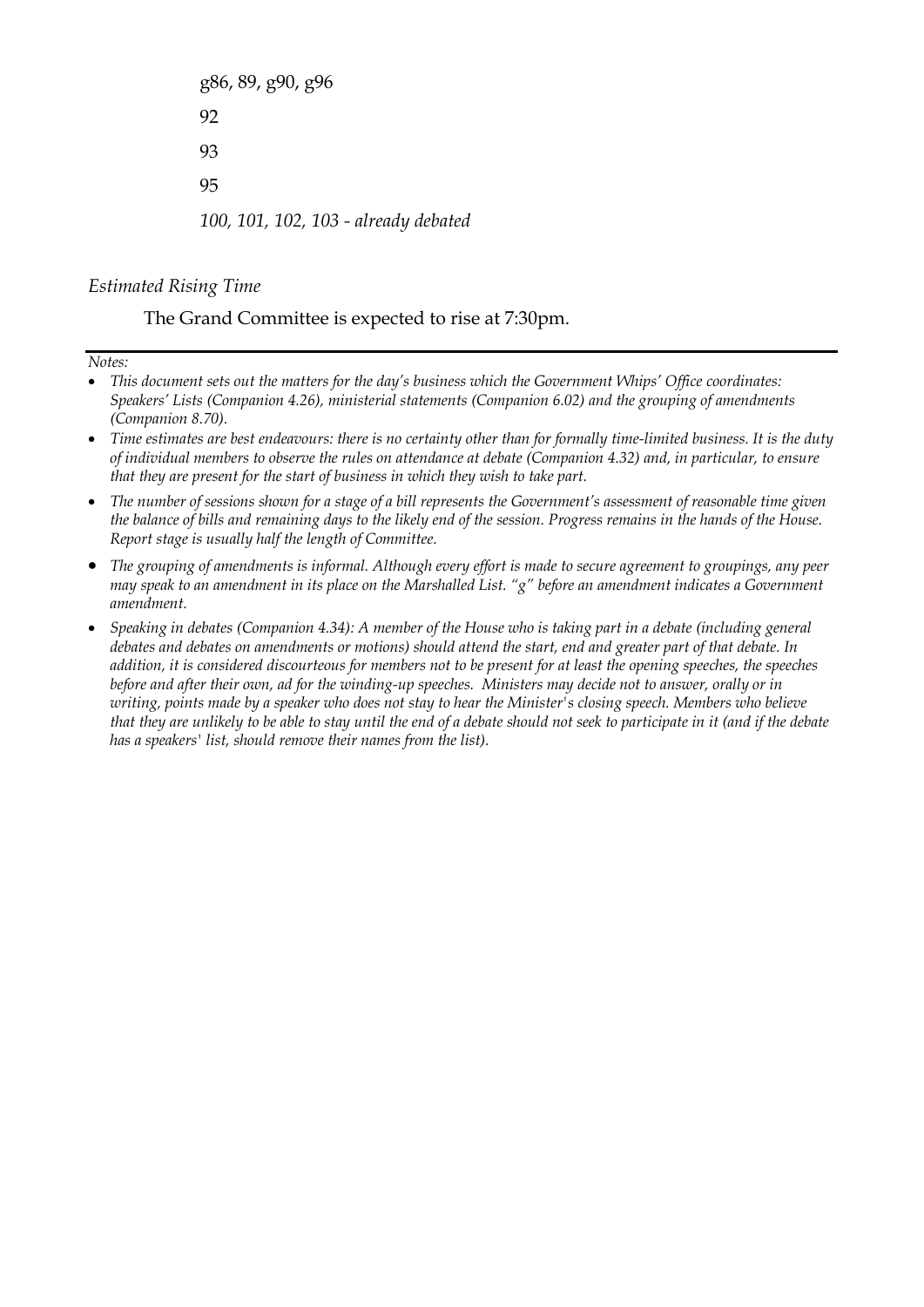g86, 89, g90, g96

92

93

95

*100, 101, 102, 103 - already debated*

*Estimated Rising Time*

The Grand Committee is expected to rise at 7:30pm.

---

*Notes:*

- *This document sets out the matters for the day's business which the Government Whips' Office coordinates: Speakers' Lists (Companion 4.26), ministerial statements (Companion 6.02) and the grouping of amendments (Companion 8.70).*
- *Time estimates are best endeavours: there is no certainty other than for formally time-limited business. It is the duty of individual members to observe the rules on attendance at debate (Companion 4.32) and, in particular, to ensure that they are present for the start of business in which they wish to take part.*
- *The number of sessions shown for a stage of a bill represents the Government's assessment of reasonable time given the balance of bills and remaining days to the likely end of the session. Progress remains in the hands of the House. Report stage is usually half the length of Committee.*
- *The grouping of amendments is informal. Although every effort is made to secure agreement to groupings, any peer may speak to an amendment in its place on the Marshalled List. "g" before an amendment indicates a Government amendment.*
- *Speaking in debates (Companion 4.34): A member of the House who is taking part in a debate (including general debates and debates on amendments or motions) should attend the start, end and greater part of that debate. In addition, it is considered discourteous for members not to be present for at least the opening speeches, the speeches before and after their own, ad for the winding-up speeches. Ministers may decide not to answer, orally or in writing, points made by a speaker who does not stay to hear the Minister's closing speech. Members who believe that they are unlikely to be able to stay until the end of a debate should not seek to participate in it (and if the debate has a speakers' list, should remove their names from the list).*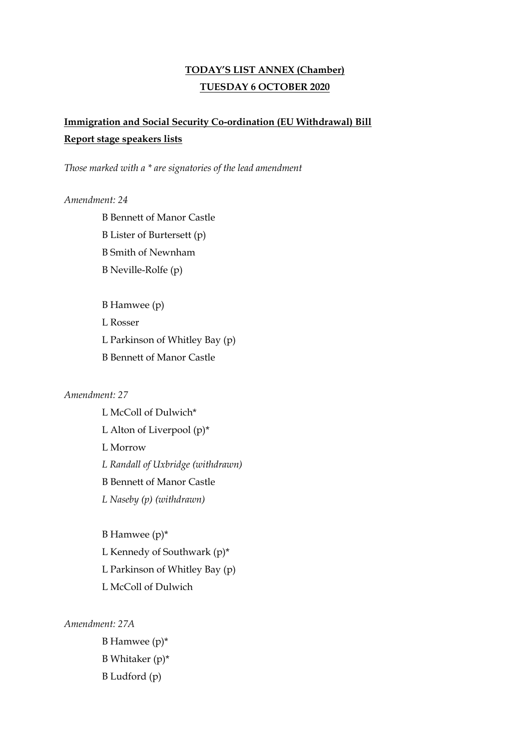**TODAY'S LIST ANNEX (Chamber)**

**TUESDAY 6 OCTOBER 2020**

**Immigration and Social Security Co-ordination (EU Withdrawal) Bill**

**Report stage speakers lists**

*Those marked with a * are signatories of the lead amendment*

*Amendment: 24*

B Bennett of Manor Castle
B Lister of Burtersett (p)
B Smith of Newnham
B Neville-Rolfe (p)

B Hamwee (p)
L Rosser
L Parkinson of Whitley Bay (p)
B Bennett of Manor Castle

*Amendment: 27*

L McColl of Dulwich*
L Alton of Liverpool (p)*
L Morrow
*L Randall of Uxbridge (withdrawn)*
B Bennett of Manor Castle
*L Naseby (p) (withdrawn)*

B Hamwee (p)*
L Kennedy of Southwark (p)*
L Parkinson of Whitley Bay (p)
L McColl of Dulwich

*Amendment: 27A*

B Hamwee (p)*
B Whitaker (p)*
B Ludford (p)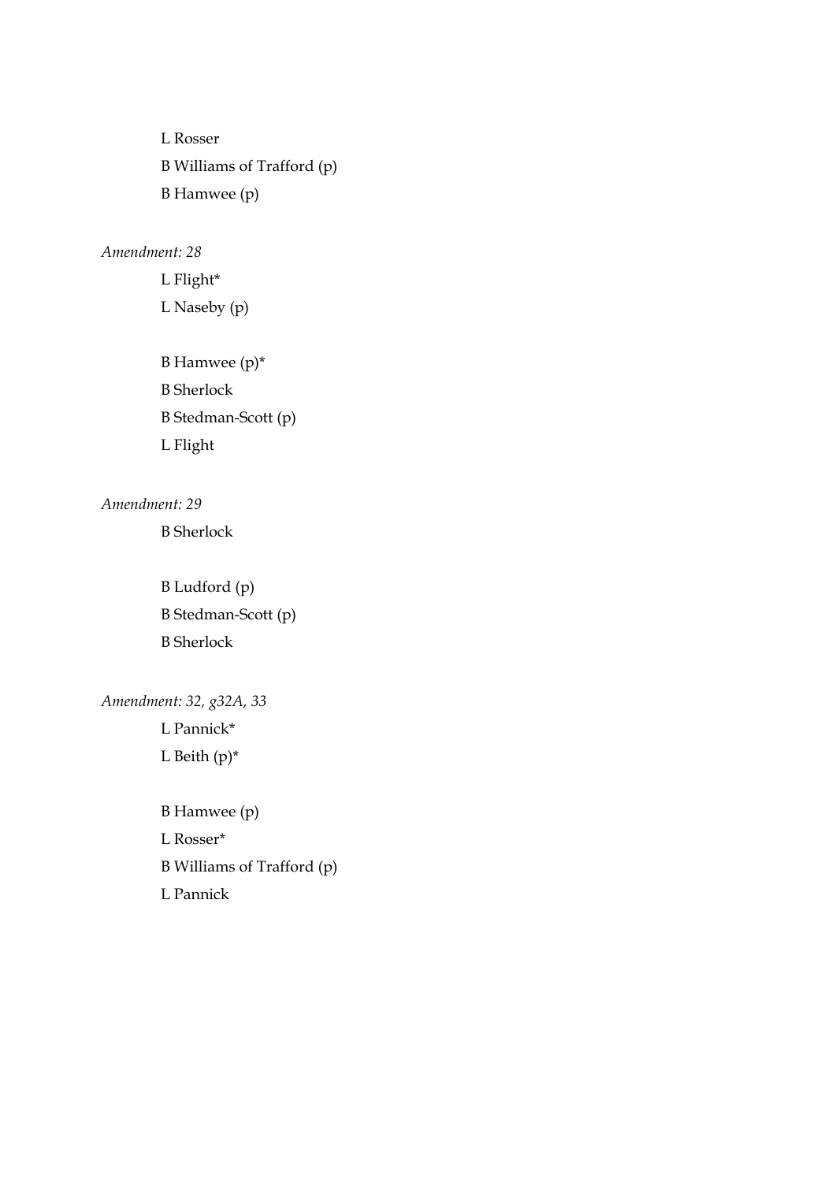L Rosser

B Williams of Trafford (p)

B Hamwee (p)

*Amendment: 28*

L Flight*

L Naseby (p)

B Hamwee (p)*

B Sherlock

B Stedman-Scott (p)

L Flight

*Amendment: 29*

B Sherlock

B Ludford (p)

B Stedman-Scott (p)

B Sherlock

*Amendment: 32, g32A, 33*

L Pannick*

L Beith (p)*

B Hamwee (p)

L Rosser*

B Williams of Trafford (p)

L Pannick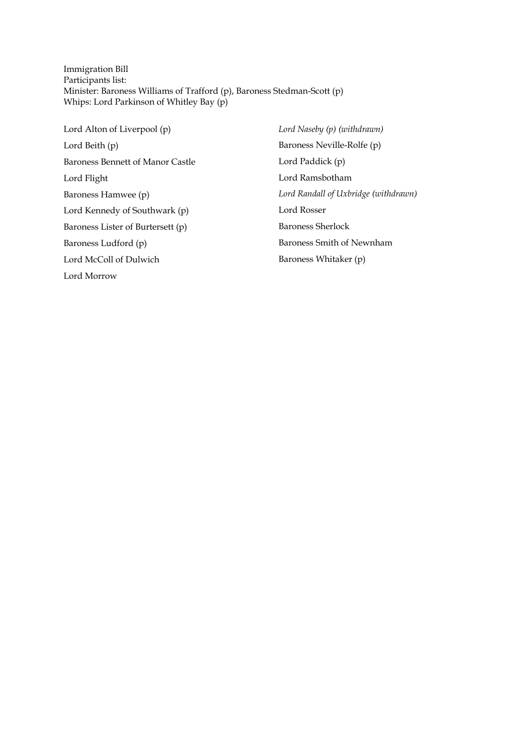Immigration Bill
Participants list:
Minister: Baroness Williams of Trafford (p), Baroness Stedman-Scott (p)
Whips: Lord Parkinson of Whitley Bay (p)

Lord Alton of Liverpool (p)

Lord Beith (p)

Baroness Bennett of Manor Castle

Lord Flight

Baroness Hamwee (p)

Lord Kennedy of Southwark (p)

Baroness Lister of Burtersett (p)

Baroness Ludford (p)

Lord McColl of Dulwich

Lord Morrow

*Lord Naseby (p) (withdrawn)*

Baroness Neville-Rolfe (p)

Lord Paddick (p)

Lord Ramsbotham

*Lord Randall of Uxbridge (withdrawn)*

Lord Rosser

Baroness Sherlock

Baroness Smith of Newnham

Baroness Whitaker (p)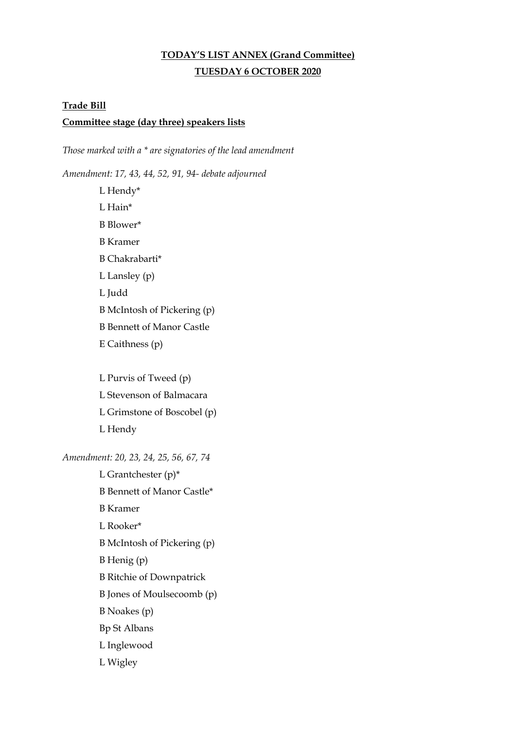**TODAY'S LIST ANNEX (Grand Committee)**

**TUESDAY 6 OCTOBER 2020**

**Trade Bill**

**Committee stage (day three) speakers lists**

*Those marked with a * are signatories of the lead amendment*

*Amendment: 17, 43, 44, 52, 91, 94- debate adjourned*

L Hendy*

L Hain*

B Blower*

B Kramer

B Chakrabarti*

L Lansley (p)

L Judd

B McIntosh of Pickering (p)

B Bennett of Manor Castle

E Caithness (p)

L Purvis of Tweed (p)

L Stevenson of Balmacara

L Grimstone of Boscobel (p)

L Hendy

*Amendment: 20, 23, 24, 25, 56, 67, 74*

L Grantchester (p)*

B Bennett of Manor Castle*

B Kramer

L Rooker*

B McIntosh of Pickering (p)

B Henig (p)

B Ritchie of Downpatrick

B Jones of Moulsecoomb (p)

B Noakes (p)

Bp St Albans

L Inglewood

L Wigley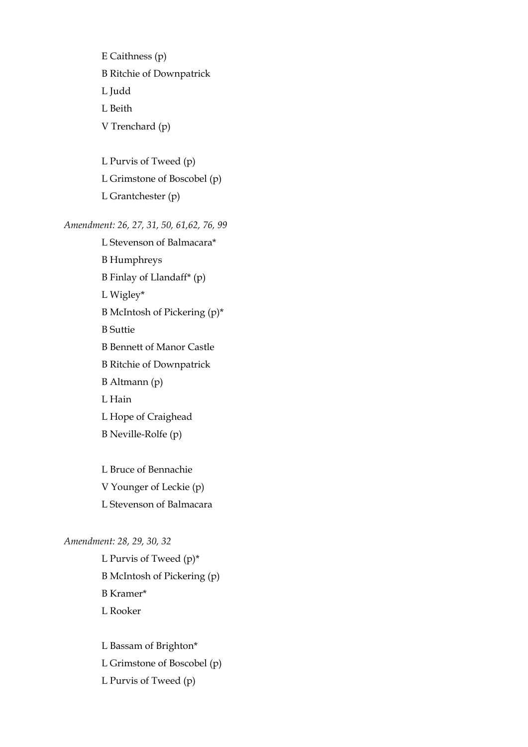E Caithness (p)

B Ritchie of Downpatrick

L Judd

L Beith

V Trenchard (p)

L Purvis of Tweed (p)

L Grimstone of Boscobel (p)

L Grantchester (p)

*Amendment: 26, 27, 31, 50, 61,62, 76, 99*

L Stevenson of Balmacara*

B Humphreys

B Finlay of Llandaff* (p)

L Wigley*

B McIntosh of Pickering (p)*

B Suttie

B Bennett of Manor Castle

B Ritchie of Downpatrick

B Altmann (p)

L Hain

L Hope of Craighead

B Neville-Rolfe (p)

L Bruce of Bennachie

V Younger of Leckie (p)

L Stevenson of Balmacara

*Amendment: 28, 29, 30, 32*

L Purvis of Tweed (p)*

B McIntosh of Pickering (p)

B Kramer*

L Rooker

L Bassam of Brighton*

L Grimstone of Boscobel (p)

L Purvis of Tweed (p)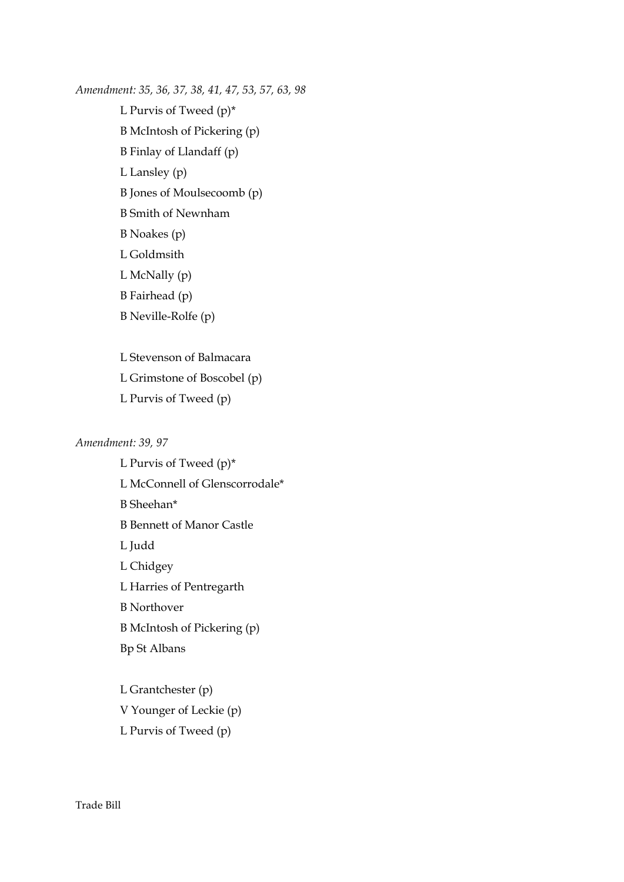*Amendment: 35, 36, 37, 38, 41, 47, 53, 57, 63, 98*

L Purvis of Tweed (p)*

B McIntosh of Pickering (p)

B Finlay of Llandaff (p)

L Lansley (p)

B Jones of Moulsecoomb (p)

B Smith of Newnham

B Noakes (p)

L Goldmsith

L McNally (p)

B Fairhead (p)

B Neville-Rolfe (p)

L Stevenson of Balmacara

L Grimstone of Boscobel (p)

L Purvis of Tweed (p)

*Amendment: 39, 97*

L Purvis of Tweed (p)*

L McConnell of Glenscorrodale*

B Sheehan*

B Bennett of Manor Castle

L Judd

L Chidgey

L Harries of Pentregarth

B Northover

B McIntosh of Pickering (p)

Bp St Albans

L Grantchester (p)

V Younger of Leckie (p)

L Purvis of Tweed (p)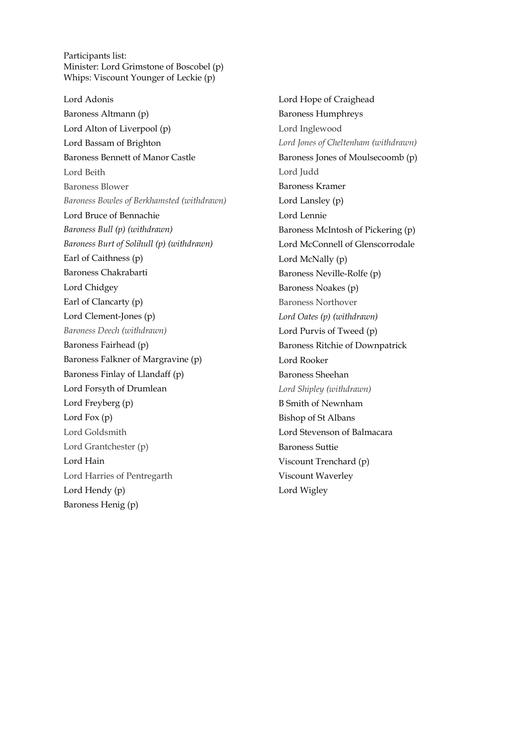Participants list:
Minister: Lord Grimstone of Boscobel (p)
Whips: Viscount Younger of Leckie (p)

Lord Adonis
Baroness Altmann (p)
Lord Alton of Liverpool (p)
Lord Bassam of Brighton
Baroness Bennett of Manor Castle
Lord Beith
Baroness Blower
*Baroness Bowles of Berkhamsted (withdrawn)*
Lord Bruce of Bennachie
*Baroness Bull (p) (withdrawn)*
*Baroness Burt of Solihull (p) (withdrawn)*
Earl of Caithness (p)
Baroness Chakrabarti
Lord Chidgey
Earl of Clancarty (p)
Lord Clement-Jones (p)
*Baroness Deech (withdrawn)*
Baroness Fairhead (p)
Baroness Falkner of Margravine (p)
Baroness Finlay of Llandaff (p)
Lord Forsyth of Drumlean
Lord Freyberg (p)
Lord Fox (p)
Lord Goldsmith
Lord Grantchester (p)
Lord Hain
Lord Harries of Pentregarth
Lord Hendy (p)
Baroness Henig (p)
Lord Hope of Craighead
Baroness Humphreys
Lord Inglewood
*Lord Jones of Cheltenham (withdrawn)*
Baroness Jones of Moulsecoomb (p)
Lord Judd
Baroness Kramer
Lord Lansley (p)
Lord Lennie
Baroness McIntosh of Pickering (p)
Lord McConnell of Glenscorrodale
Lord McNally (p)
Baroness Neville-Rolfe (p)
Baroness Noakes (p)
Baroness Northover
*Lord Oates (p) (withdrawn)*
Lord Purvis of Tweed (p)
Baroness Ritchie of Downpatrick
Lord Rooker
Baroness Sheehan
*Lord Shipley (withdrawn)*
B Smith of Newnham
Bishop of St Albans
Lord Stevenson of Balmacara
Baroness Suttie
Viscount Trenchard (p)
Viscount Waverley
Lord Wigley